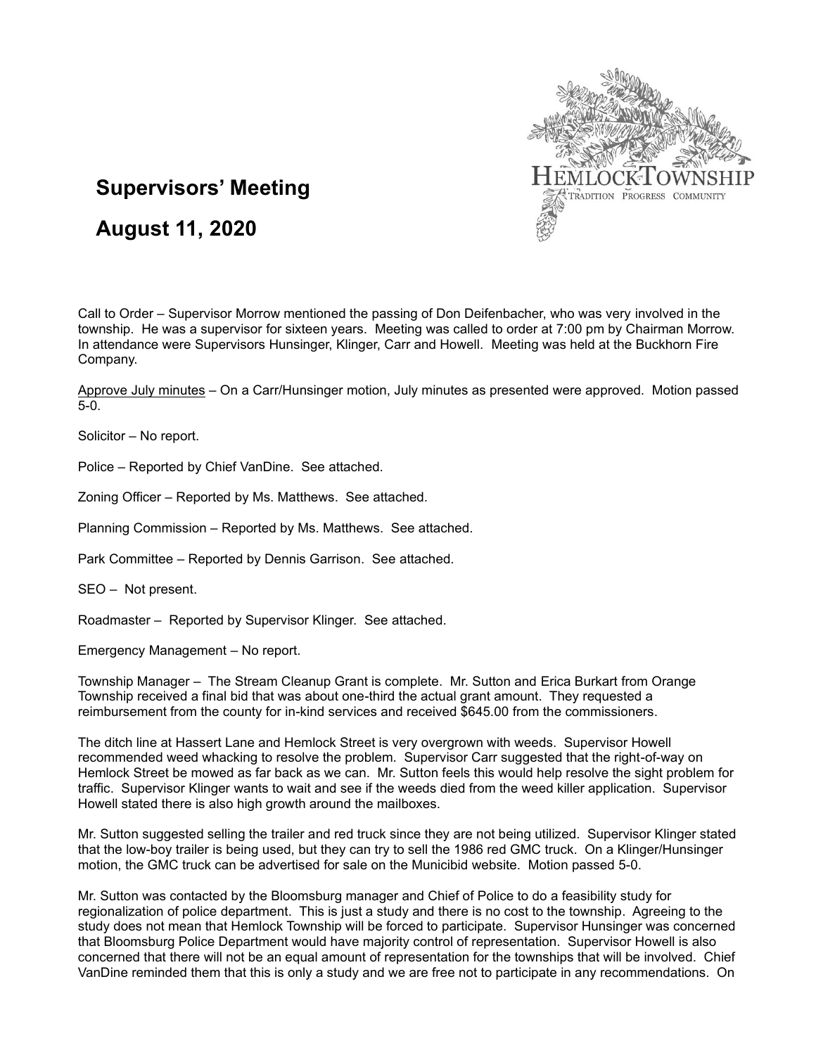# Supervisors' Meeting

# August 11, 2020

Call to Order – Supervisor Morrow mentioned the passing of Don Deifenbacher, who was very involved in the township. He was a supervisor for sixteen years. Meeting was called to order at 7:00 pm by Chairman Morrow. In attendance were Supervisors Hunsinger, Klinger, Carr and Howell. Meeting was held at the Buckhorn Fire Company.

Approve July minutes – On a Carr/Hunsinger motion, July minutes as presented were approved. Motion passed 5-0.

Solicitor – No report.

Police – Reported by Chief VanDine. See attached.

Zoning Officer – Reported by Ms. Matthews. See attached.

Planning Commission – Reported by Ms. Matthews. See attached.

Park Committee – Reported by Dennis Garrison. See attached.

SEO – Not present.

Roadmaster – Reported by Supervisor Klinger. See attached.

Emergency Management – No report.

Township Manager – The Stream Cleanup Grant is complete. Mr. Sutton and Erica Burkart from Orange Township received a final bid that was about one-third the actual grant amount. They requested a reimbursement from the county for in-kind services and received $645.00 from the commissioners.

The ditch line at Hassert Lane and Hemlock Street is very overgrown with weeds. Supervisor Howell recommended weed whacking to resolve the problem. Supervisor Carr suggested that the right-of-way on Hemlock Street be mowed as far back as we can. Mr. Sutton feels this would help resolve the sight problem for traffic. Supervisor Klinger wants to wait and see if the weeds died from the weed killer application. Supervisor Howell stated there is also high growth around the mailboxes.

Mr. Sutton suggested selling the trailer and red truck since they are not being utilized. Supervisor Klinger stated that the low-boy trailer is being used, but they can try to sell the 1986 red GMC truck. On a Klinger/Hunsinger motion, the GMC truck can be advertised for sale on the Municibid website. Motion passed 5-0.

Mr. Sutton was contacted by the Bloomsburg manager and Chief of Police to do a feasibility study for regionalization of police department. This is just a study and there is no cost to the township. Agreeing to the study does not mean that Hemlock Township will be forced to participate. Supervisor Hunsinger was concerned that Bloomsburg Police Department would have majority control of representation. Supervisor Howell is also concerned that there will not be an equal amount of representation for the townships that will be involved. Chief VanDine reminded them that this is only a study and we are free not to participate in any recommendations. On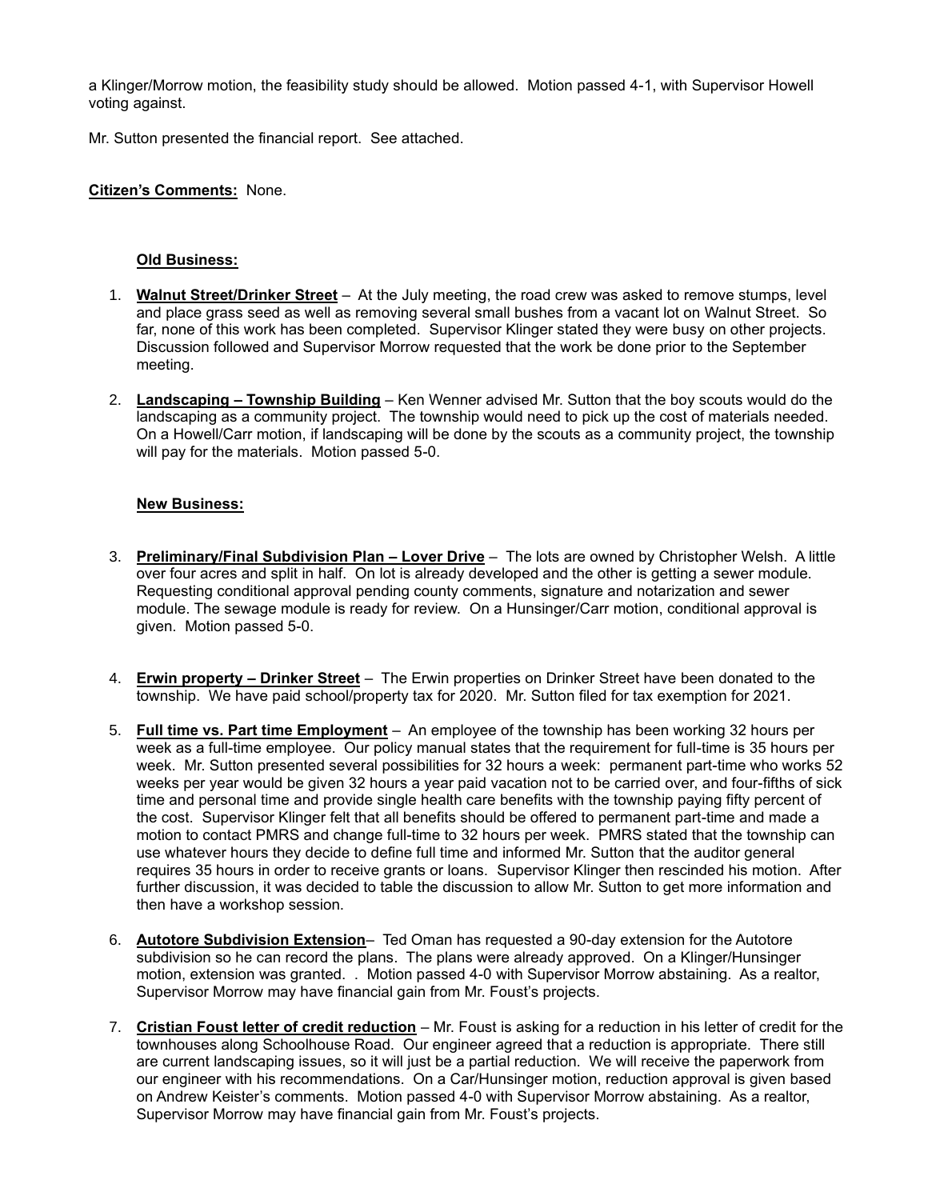a Klinger/Morrow motion, the feasibility study should be allowed. Motion passed 4-1, with Supervisor Howell voting against.

Mr. Sutton presented the financial report. See attached.

**Citizen's Comments:** None.

**Old Business:**

1. **Walnut Street/Drinker Street** – At the July meeting, the road crew was asked to remove stumps, level and place grass seed as well as removing several small bushes from a vacant lot on Walnut Street. So far, none of this work has been completed. Supervisor Klinger stated they were busy on other projects. Discussion followed and Supervisor Morrow requested that the work be done prior to the September meeting.

2. **Landscaping – Township Building** – Ken Wenner advised Mr. Sutton that the boy scouts would do the landscaping as a community project. The township would need to pick up the cost of materials needed. On a Howell/Carr motion, if landscaping will be done by the scouts as a community project, the township will pay for the materials. Motion passed 5-0.

**New Business:**

3. **Preliminary/Final Subdivision Plan – Lover Drive** – The lots are owned by Christopher Welsh. A little over four acres and split in half. On lot is already developed and the other is getting a sewer module. Requesting conditional approval pending county comments, signature and notarization and sewer module. The sewage module is ready for review. On a Hunsinger/Carr motion, conditional approval is given. Motion passed 5-0.

4. **Erwin property – Drinker Street** – The Erwin properties on Drinker Street have been donated to the township. We have paid school/property tax for 2020. Mr. Sutton filed for tax exemption for 2021.

5. **Full time vs. Part time Employment** – An employee of the township has been working 32 hours per week as a full-time employee. Our policy manual states that the requirement for full-time is 35 hours per week. Mr. Sutton presented several possibilities for 32 hours a week: permanent part-time who works 52 weeks per year would be given 32 hours a year paid vacation not to be carried over, and four-fifths of sick time and personal time and provide single health care benefits with the township paying fifty percent of the cost. Supervisor Klinger felt that all benefits should be offered to permanent part-time and made a motion to contact PMRS and change full-time to 32 hours per week. PMRS stated that the township can use whatever hours they decide to define full time and informed Mr. Sutton that the auditor general requires 35 hours in order to receive grants or loans. Supervisor Klinger then rescinded his motion. After further discussion, it was decided to table the discussion to allow Mr. Sutton to get more information and then have a workshop session.

6. **Autotore Subdivision Extension**– Ted Oman has requested a 90-day extension for the Autotore subdivision so he can record the plans. The plans were already approved. On a Klinger/Hunsinger motion, extension was granted. . Motion passed 4-0 with Supervisor Morrow abstaining. As a realtor, Supervisor Morrow may have financial gain from Mr. Foust's projects.

7. **Cristian Foust letter of credit reduction** – Mr. Foust is asking for a reduction in his letter of credit for the townhouses along Schoolhouse Road. Our engineer agreed that a reduction is appropriate. There still are current landscaping issues, so it will just be a partial reduction. We will receive the paperwork from our engineer with his recommendations. On a Car/Hunsinger motion, reduction approval is given based on Andrew Keister's comments. Motion passed 4-0 with Supervisor Morrow abstaining. As a realtor, Supervisor Morrow may have financial gain from Mr. Foust's projects.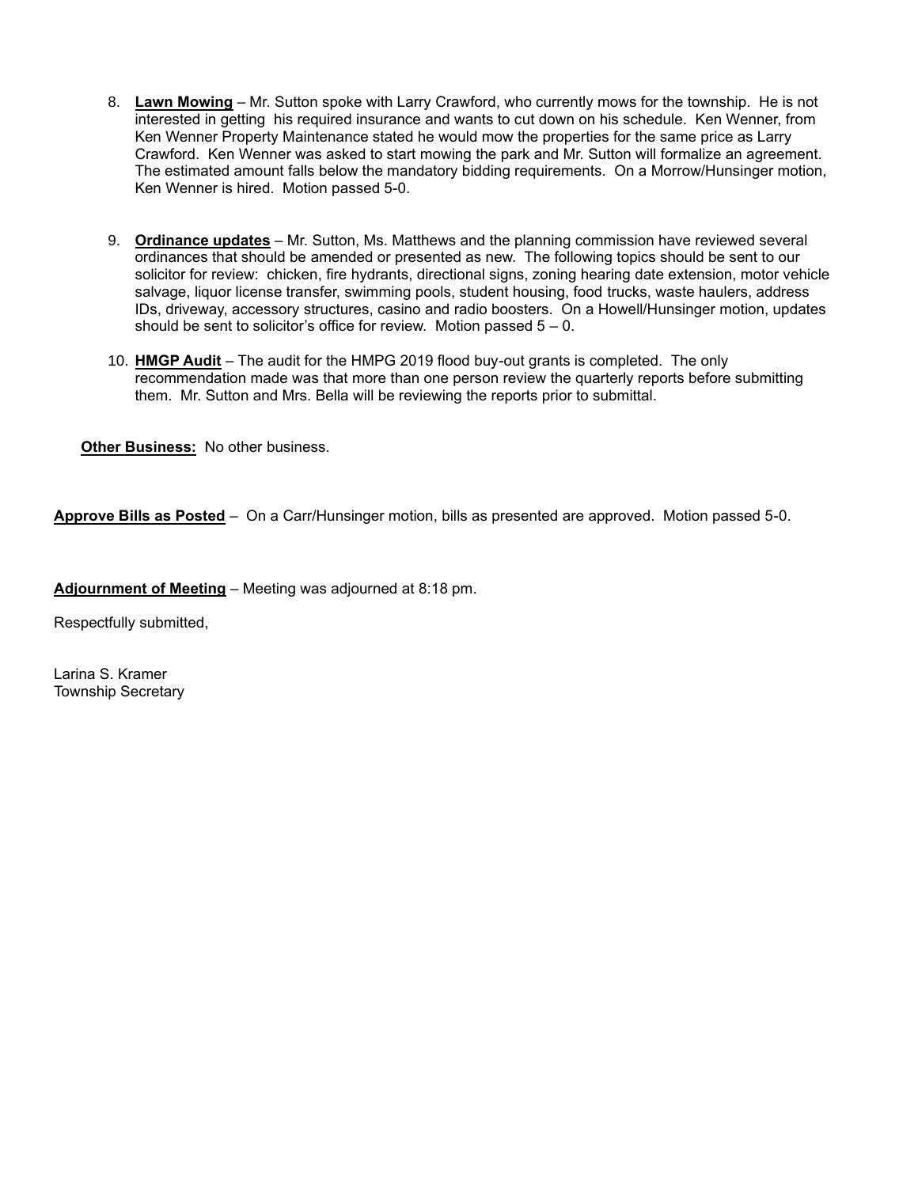8. **Lawn Mowing** – Mr. Sutton spoke with Larry Crawford, who currently mows for the township. He is not interested in getting his required insurance and wants to cut down on his schedule. Ken Wenner, from Ken Wenner Property Maintenance stated he would mow the properties for the same price as Larry Crawford. Ken Wenner was asked to start mowing the park and Mr. Sutton will formalize an agreement. The estimated amount falls below the mandatory bidding requirements. On a Morrow/Hunsinger motion, Ken Wenner is hired. Motion passed 5-0.

9. **Ordinance updates** – Mr. Sutton, Ms. Matthews and the planning commission have reviewed several ordinances that should be amended or presented as new. The following topics should be sent to our solicitor for review: chicken, fire hydrants, directional signs, zoning hearing date extension, motor vehicle salvage, liquor license transfer, swimming pools, student housing, food trucks, waste haulers, address IDs, driveway, accessory structures, casino and radio boosters. On a Howell/Hunsinger motion, updates should be sent to solicitor's office for review. Motion passed 5 – 0.

10. **HMGP Audit** – The audit for the HMPG 2019 flood buy-out grants is completed. The only recommendation made was that more than one person review the quarterly reports before submitting them. Mr. Sutton and Mrs. Bella will be reviewing the reports prior to submittal.

**Other Business:** No other business.

**Approve Bills as Posted** – On a Carr/Hunsinger motion, bills as presented are approved. Motion passed 5-0.

**Adjournment of Meeting** – Meeting was adjourned at 8:18 pm.

Respectfully submitted,

Larina S. Kramer
Township Secretary